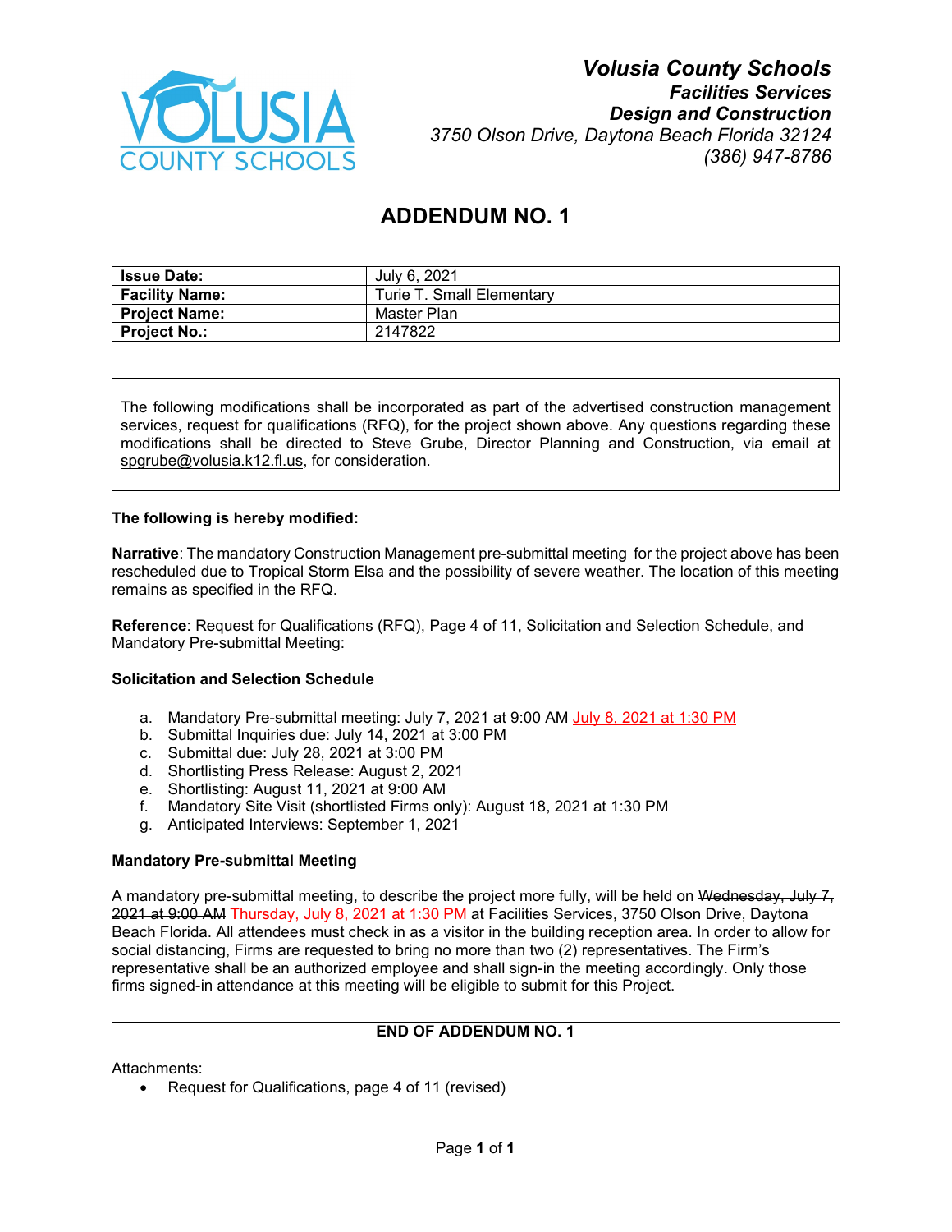**Volusia County Schools**
**Facilities Services**
**Design and Construction**
*3750 Olson Drive, Daytona Beach Florida 32124*
*(386) 947-8786*

# ADDENDUM NO. 1

| **Issue Date:** | July 6, 2021 |
|---|---|
| **Facility Name:** | Turie T. Small Elementary |
| **Project Name:** | Master Plan |
| **Project No.:** | 2147822 |

The following modifications shall be incorporated as part of the advertised construction management services, request for qualifications (RFQ), for the project shown above. Any questions regarding these modifications shall be directed to Steve Grube, Director Planning and Construction, via email at spgrube@volusia.k12.fl.us, for consideration.

**The following is hereby modified:**

**Narrative**: The mandatory Construction Management pre-submittal meeting for the project above has been rescheduled due to Tropical Storm Elsa and the possibility of severe weather. The location of this meeting remains as specified in the RFQ.

**Reference**: Request for Qualifications (RFQ), Page 4 of 11, Solicitation and Selection Schedule, and Mandatory Pre-submittal Meeting:

**Solicitation and Selection Schedule**

a. Mandatory Pre-submittal meeting: ~~July 7, 2021 at 9:00 AM~~ July 8, 2021 at 1:30 PM
b. Submittal Inquiries due: July 14, 2021 at 3:00 PM
c. Submittal due: July 28, 2021 at 3:00 PM
d. Shortlisting Press Release: August 2, 2021
e. Shortlisting: August 11, 2021 at 9:00 AM
f. Mandatory Site Visit (shortlisted Firms only): August 18, 2021 at 1:30 PM
g. Anticipated Interviews: September 1, 2021

**Mandatory Pre-submittal Meeting**

A mandatory pre-submittal meeting, to describe the project more fully, will be held on ~~Wednesday, July 7, 2021 at 9:00 AM~~ Thursday, July 8, 2021 at 1:30 PM at Facilities Services, 3750 Olson Drive, Daytona Beach Florida. All attendees must check in as a visitor in the building reception area. In order to allow for social distancing, Firms are requested to bring no more than two (2) representatives. The Firm's representative shall be an authorized employee and shall sign-in the meeting accordingly. Only those firms signed-in attendance at this meeting will be eligible to submit for this Project.

**END OF ADDENDUM NO. 1**

Attachments:

- Request for Qualifications, page 4 of 11 (revised)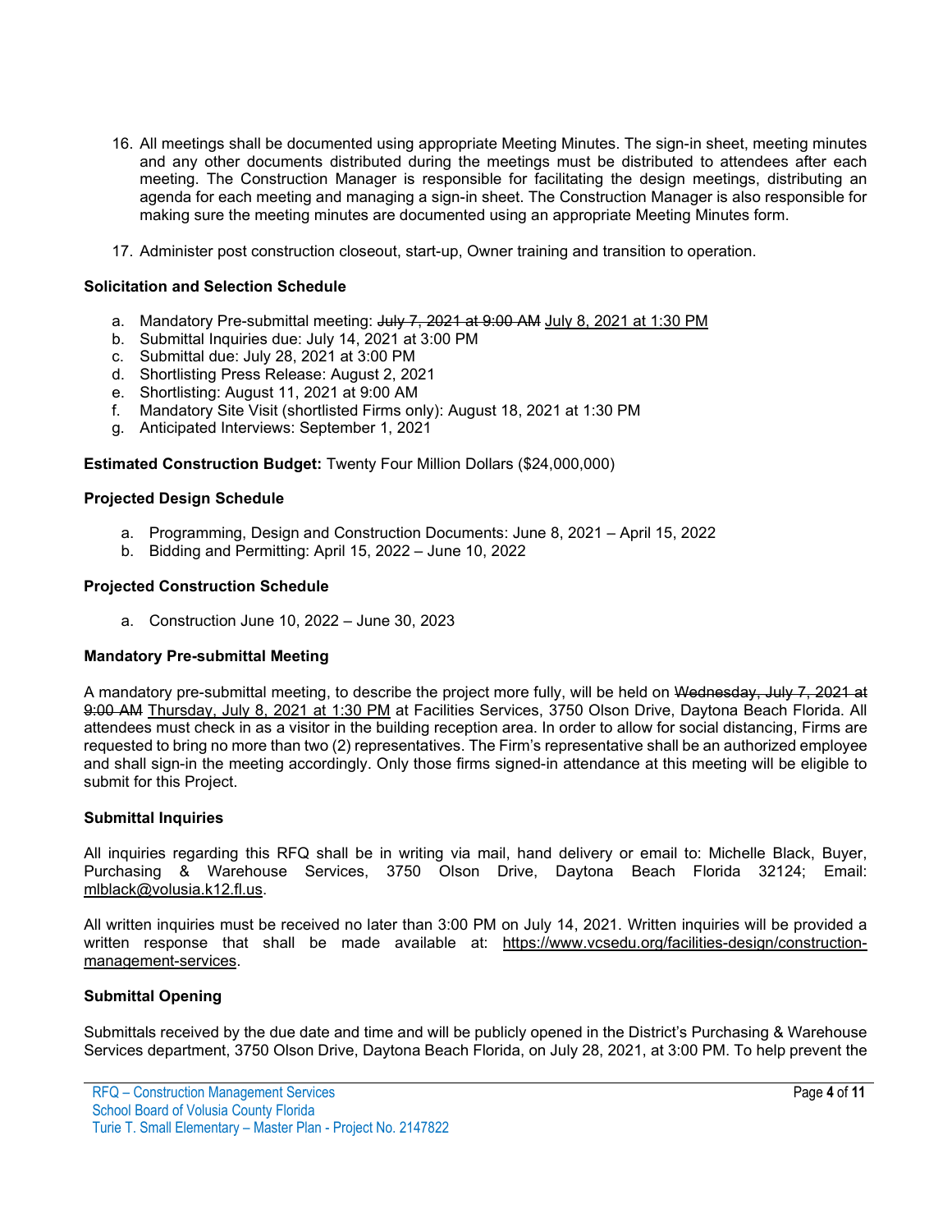16. All meetings shall be documented using appropriate Meeting Minutes. The sign-in sheet, meeting minutes and any other documents distributed during the meetings must be distributed to attendees after each meeting. The Construction Manager is responsible for facilitating the design meetings, distributing an agenda for each meeting and managing a sign-in sheet. The Construction Manager is also responsible for making sure the meeting minutes are documented using an appropriate Meeting Minutes form.

17. Administer post construction closeout, start-up, Owner training and transition to operation.

**Solicitation and Selection Schedule**

a. Mandatory Pre-submittal meeting: ~~July 7, 2021 at 9:00 AM~~ <u>July 8, 2021 at 1:30 PM</u>
b. Submittal Inquiries due: July 14, 2021 at 3:00 PM
c. Submittal due: July 28, 2021 at 3:00 PM
d. Shortlisting Press Release: August 2, 2021
e. Shortlisting: August 11, 2021 at 9:00 AM
f. Mandatory Site Visit (shortlisted Firms only): August 18, 2021 at 1:30 PM
g. Anticipated Interviews: September 1, 2021

**Estimated Construction Budget:** Twenty Four Million Dollars ($24,000,000)

**Projected Design Schedule**

a. Programming, Design and Construction Documents: June 8, 2021 – April 15, 2022
b. Bidding and Permitting: April 15, 2022 – June 10, 2022

**Projected Construction Schedule**

a. Construction June 10, 2022 – June 30, 2023

**Mandatory Pre-submittal Meeting**

A mandatory pre-submittal meeting, to describe the project more fully, will be held on ~~Wednesday, July 7, 2021 at 9:00 AM~~ <u>Thursday, July 8, 2021 at 1:30 PM</u> at Facilities Services, 3750 Olson Drive, Daytona Beach Florida. All attendees must check in as a visitor in the building reception area. In order to allow for social distancing, Firms are requested to bring no more than two (2) representatives. The Firm's representative shall be an authorized employee and shall sign-in the meeting accordingly. Only those firms signed-in attendance at this meeting will be eligible to submit for this Project.

**Submittal Inquiries**

All inquiries regarding this RFQ shall be in writing via mail, hand delivery or email to: Michelle Black, Buyer, Purchasing & Warehouse Services, 3750 Olson Drive, Daytona Beach Florida 32124; Email: mlblack@volusia.k12.fl.us.

All written inquiries must be received no later than 3:00 PM on July 14, 2021. Written inquiries will be provided a written response that shall be made available at: https://www.vcsedu.org/facilities-design/construction-management-services.

**Submittal Opening**

Submittals received by the due date and time and will be publicly opened in the District's Purchasing & Warehouse Services department, 3750 Olson Drive, Daytona Beach Florida, on July 28, 2021, at 3:00 PM. To help prevent the